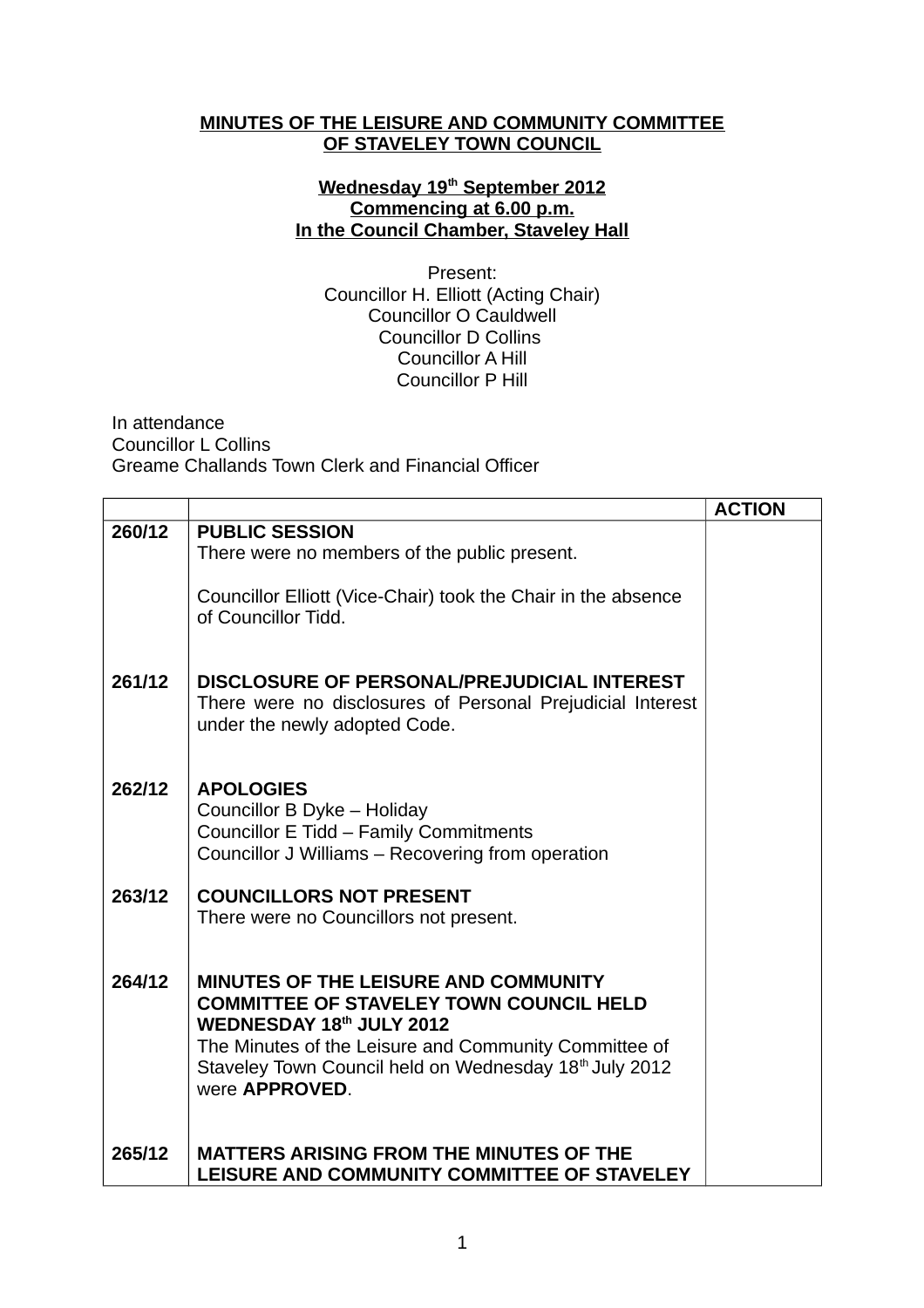**MINUTES OF THE LEISURE AND COMMUNITY COMMITTEE OF STAVELEY TOWN COUNCIL**

**Wednesday 19th September 2012**
**Commencing at 6.00 p.m.**
**In the Council Chamber, Staveley Hall**

Present:
Councillor H. Elliott (Acting Chair)
Councillor O Cauldwell
Councillor D Collins
Councillor A Hill
Councillor P Hill

In attendance
Councillor L Collins
Greame Challands Town Clerk and Financial Officer

| | | ACTION |
|---|---|---|
| **260/12** | **PUBLIC SESSION**<br>There were no members of the public present.<br><br>Councillor Elliott (Vice-Chair) took the Chair in the absence of Councillor Tidd. | |
| **261/12** | **DISCLOSURE OF PERSONAL/PREJUDICIAL INTEREST**<br>There were no disclosures of Personal Prejudicial Interest under the newly adopted Code. | |
| **262/12** | **APOLOGIES**<br>Councillor B Dyke – Holiday<br>Councillor E Tidd – Family Commitments<br>Councillor J Williams – Recovering from operation | |
| **263/12** | **COUNCILLORS NOT PRESENT**<br>There were no Councillors not present. | |
| **264/12** | **MINUTES OF THE LEISURE AND COMMUNITY COMMITTEE OF STAVELEY TOWN COUNCIL HELD WEDNESDAY 18th JULY 2012**<br>The Minutes of the Leisure and Community Committee of Staveley Town Council held on Wednesday 18th July 2012 were **APPROVED**. | |
| **265/12** | **MATTERS ARISING FROM THE MINUTES OF THE LEISURE AND COMMUNITY COMMITTEE OF STAVELEY** | |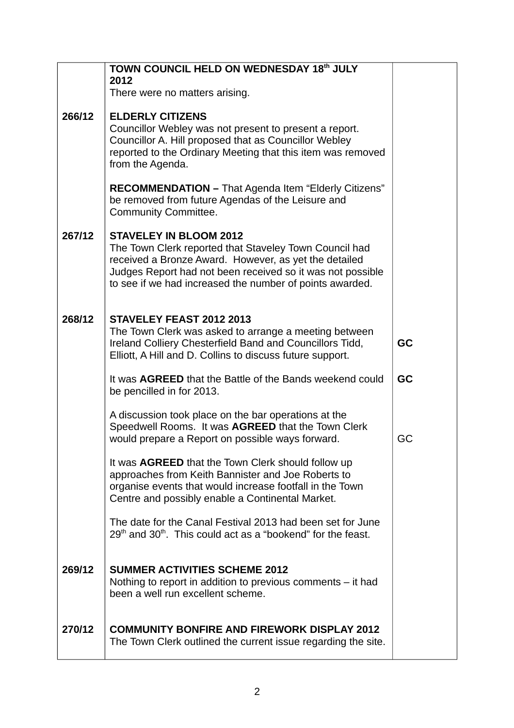| | | |
|---|---|---|
| | **TOWN COUNCIL HELD ON WEDNESDAY 18th JULY 2012**<br>There were no matters arising. | |
| **266/12** | **ELDERLY CITIZENS**<br>Councillor Webley was not present to present a report. Councillor A. Hill proposed that as Councillor Webley reported to the Ordinary Meeting that this item was removed from the Agenda.<br><br>**RECOMMENDATION –** That Agenda Item "Elderly Citizens" be removed from future Agendas of the Leisure and Community Committee. | |
| **267/12** | **STAVELEY IN BLOOM 2012**<br>The Town Clerk reported that Staveley Town Council had received a Bronze Award. However, as yet the detailed Judges Report had not been received so it was not possible to see if we had increased the number of points awarded. | |
| **268/12** | **STAVELEY FEAST 2012 2013**<br>The Town Clerk was asked to arrange a meeting between Ireland Colliery Chesterfield Band and Councillors Tidd, Elliott, A Hill and D. Collins to discuss future support.<br><br>It was **AGREED** that the Battle of the Bands weekend could be pencilled in for 2013.<br><br>A discussion took place on the bar operations at the Speedwell Rooms. It was **AGREED** that the Town Clerk would prepare a Report on possible ways forward.<br><br>It was **AGREED** that the Town Clerk should follow up approaches from Keith Bannister and Joe Roberts to organise events that would increase footfall in the Town Centre and possibly enable a Continental Market.<br><br>The date for the Canal Festival 2013 had been set for June 29th and 30th. This could act as a "bookend" for the feast. | **GC**<br><br>**GC**<br><br>GC |
| **269/12** | **SUMMER ACTIVITIES SCHEME 2012**<br>Nothing to report in addition to previous comments – it had been a well run excellent scheme. | |
| **270/12** | **COMMUNITY BONFIRE AND FIREWORK DISPLAY 2012**<br>The Town Clerk outlined the current issue regarding the site. | |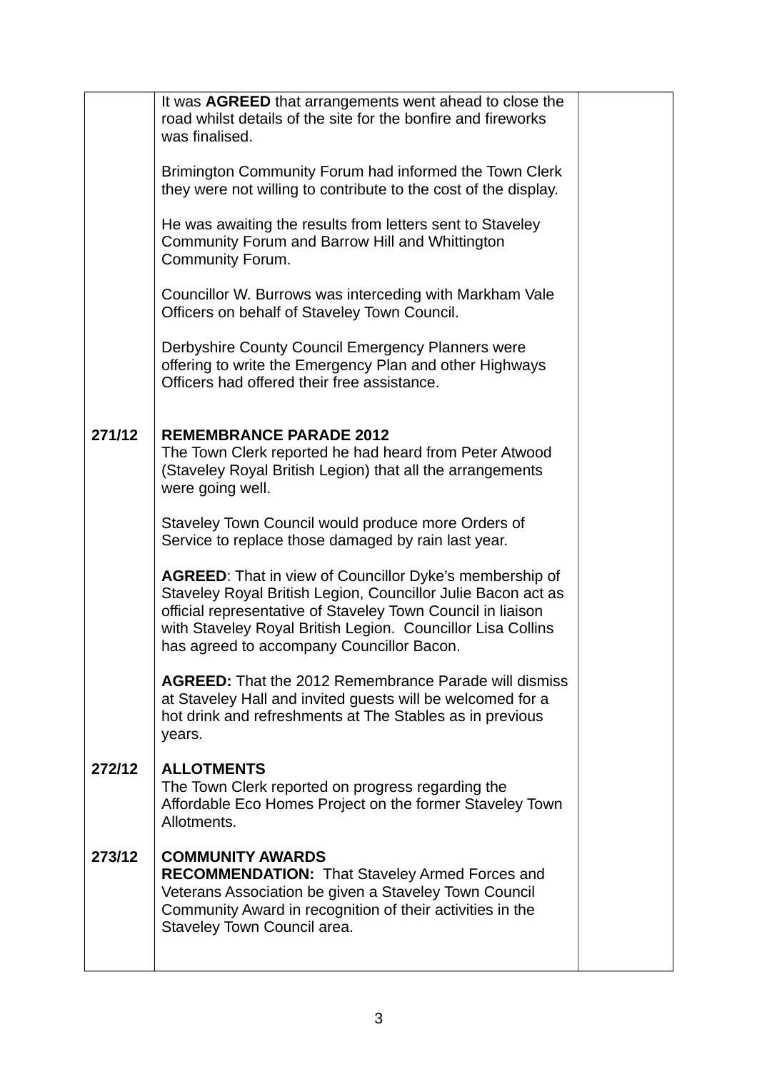| | | |
|---|---|---|
| | It was **AGREED** that arrangements went ahead to close the road whilst details of the site for the bonfire and fireworks was finalised.<br><br>Brimington Community Forum had informed the Town Clerk they were not willing to contribute to the cost of the display.<br><br>He was awaiting the results from letters sent to Staveley Community Forum and Barrow Hill and Whittington Community Forum.<br><br>Councillor W. Burrows was interceding with Markham Vale Officers on behalf of Staveley Town Council.<br><br>Derbyshire County Council Emergency Planners were offering to write the Emergency Plan and other Highways Officers had offered their free assistance. | |
| **271/12** | **REMEMBRANCE PARADE 2012**<br>The Town Clerk reported he had heard from Peter Atwood (Staveley Royal British Legion) that all the arrangements were going well.<br><br>Staveley Town Council would produce more Orders of Service to replace those damaged by rain last year.<br><br>**AGREED**: That in view of Councillor Dyke's membership of Staveley Royal British Legion, Councillor Julie Bacon act as official representative of Staveley Town Council in liaison with Staveley Royal British Legion. Councillor Lisa Collins has agreed to accompany Councillor Bacon.<br><br>**AGREED:** That the 2012 Remembrance Parade will dismiss at Staveley Hall and invited guests will be welcomed for a hot drink and refreshments at The Stables as in previous years. | |
| **272/12** | **ALLOTMENTS**<br>The Town Clerk reported on progress regarding the Affordable Eco Homes Project on the former Staveley Town Allotments. | |
| **273/12** | **COMMUNITY AWARDS**<br>**RECOMMENDATION:** That Staveley Armed Forces and Veterans Association be given a Staveley Town Council Community Award in recognition of their activities in the Staveley Town Council area. | |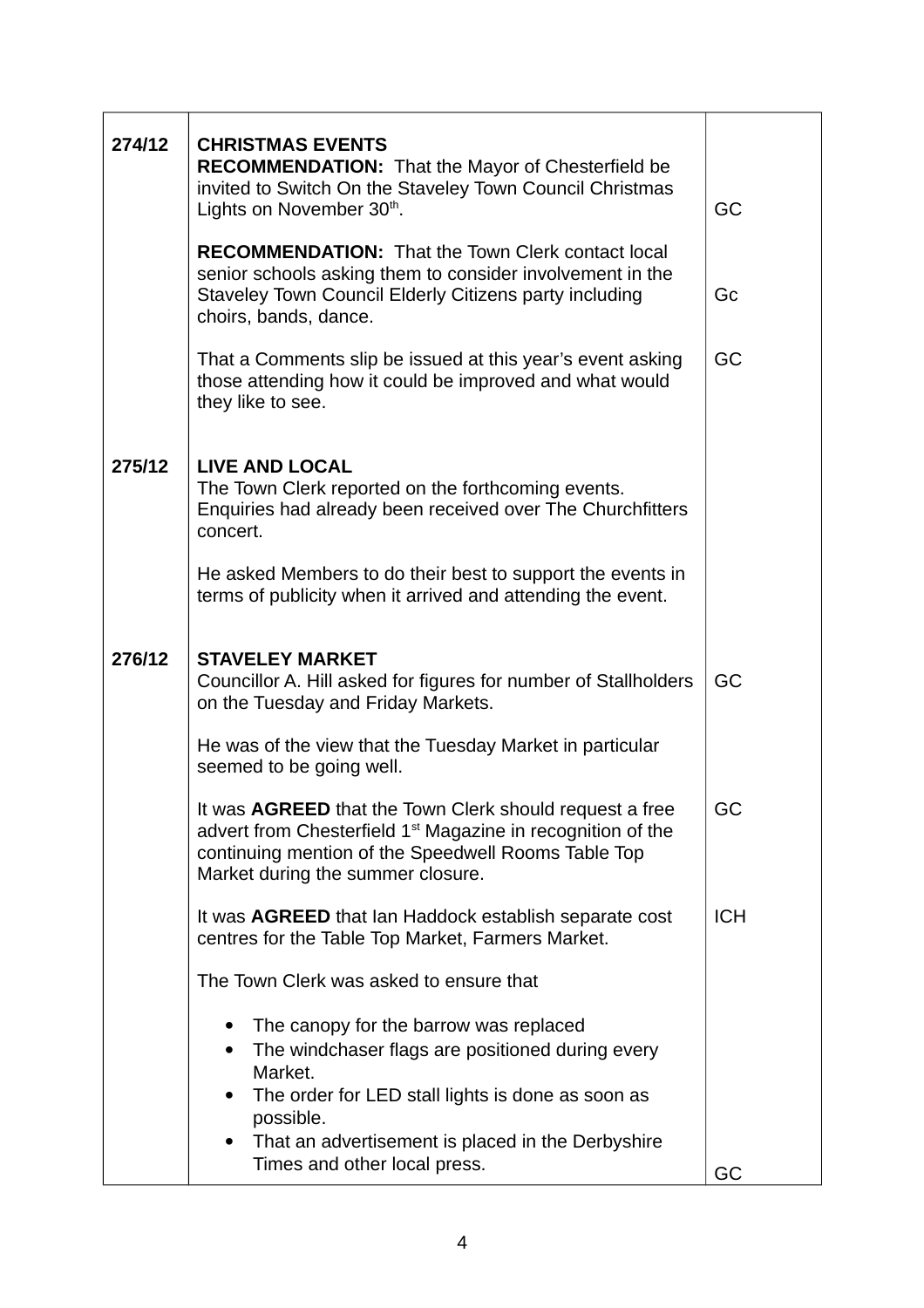| | | |
|---|---|---|
| 274/12 | **CHRISTMAS EVENTS**<br>**RECOMMENDATION:** That the Mayor of Chesterfield be invited to Switch On the Staveley Town Council Christmas Lights on November 30th.<br><br>**RECOMMENDATION:** That the Town Clerk contact local senior schools asking them to consider involvement in the Staveley Town Council Elderly Citizens party including choirs, bands, dance.<br><br>That a Comments slip be issued at this year's event asking those attending how it could be improved and what would they like to see. | GC<br><br>Gc<br><br>GC |
| 275/12 | **LIVE AND LOCAL**<br>The Town Clerk reported on the forthcoming events. Enquiries had already been received over The Churchfitters concert.<br><br>He asked Members to do their best to support the events in terms of publicity when it arrived and attending the event. | |
| 276/12 | **STAVELEY MARKET**<br>Councillor A. Hill asked for figures for number of Stallholders on the Tuesday and Friday Markets.<br><br>He was of the view that the Tuesday Market in particular seemed to be going well.<br><br>It was **AGREED** that the Town Clerk should request a free advert from Chesterfield 1st Magazine in recognition of the continuing mention of the Speedwell Rooms Table Top Market during the summer closure.<br><br>It was **AGREED** that Ian Haddock establish separate cost centres for the Table Top Market, Farmers Market.<br><br>The Town Clerk was asked to ensure that<br><br>• The canopy for the barrow was replaced<br>• The windchaser flags are positioned during every Market.<br>• The order for LED stall lights is done as soon as possible.<br>• That an advertisement is placed in the Derbyshire Times and other local press. | GC<br><br>GC<br><br>ICH<br><br>GC |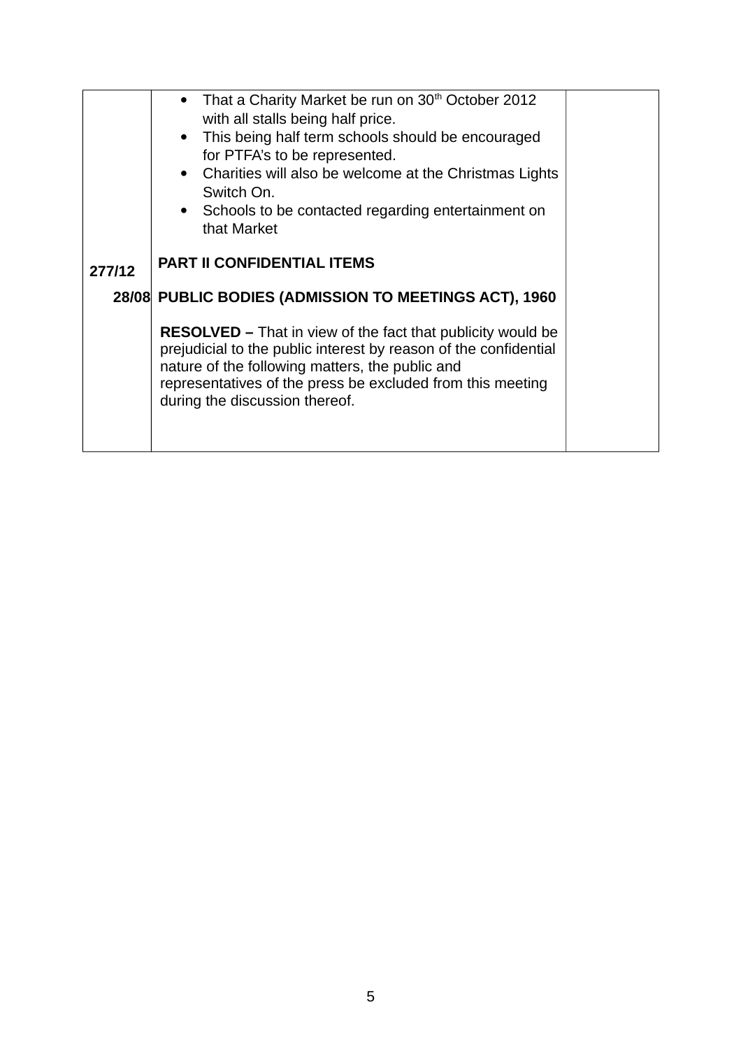| | | |
|---|---|---|
| | • That a Charity Market be run on 30th October 2012 with all stalls being half price.<br>• This being half term schools should be encouraged for PTFA's to be represented.<br>• Charities will also be welcome at the Christmas Lights Switch On.<br>• Schools to be contacted regarding entertainment on that Market | |
| **277/12** | **PART II CONFIDENTIAL ITEMS** | |
| **28/08** | **PUBLIC BODIES (ADMISSION TO MEETINGS ACT), 1960**<br><br>**RESOLVED –** That in view of the fact that publicity would be prejudicial to the public interest by reason of the confidential nature of the following matters, the public and representatives of the press be excluded from this meeting during the discussion thereof. | |